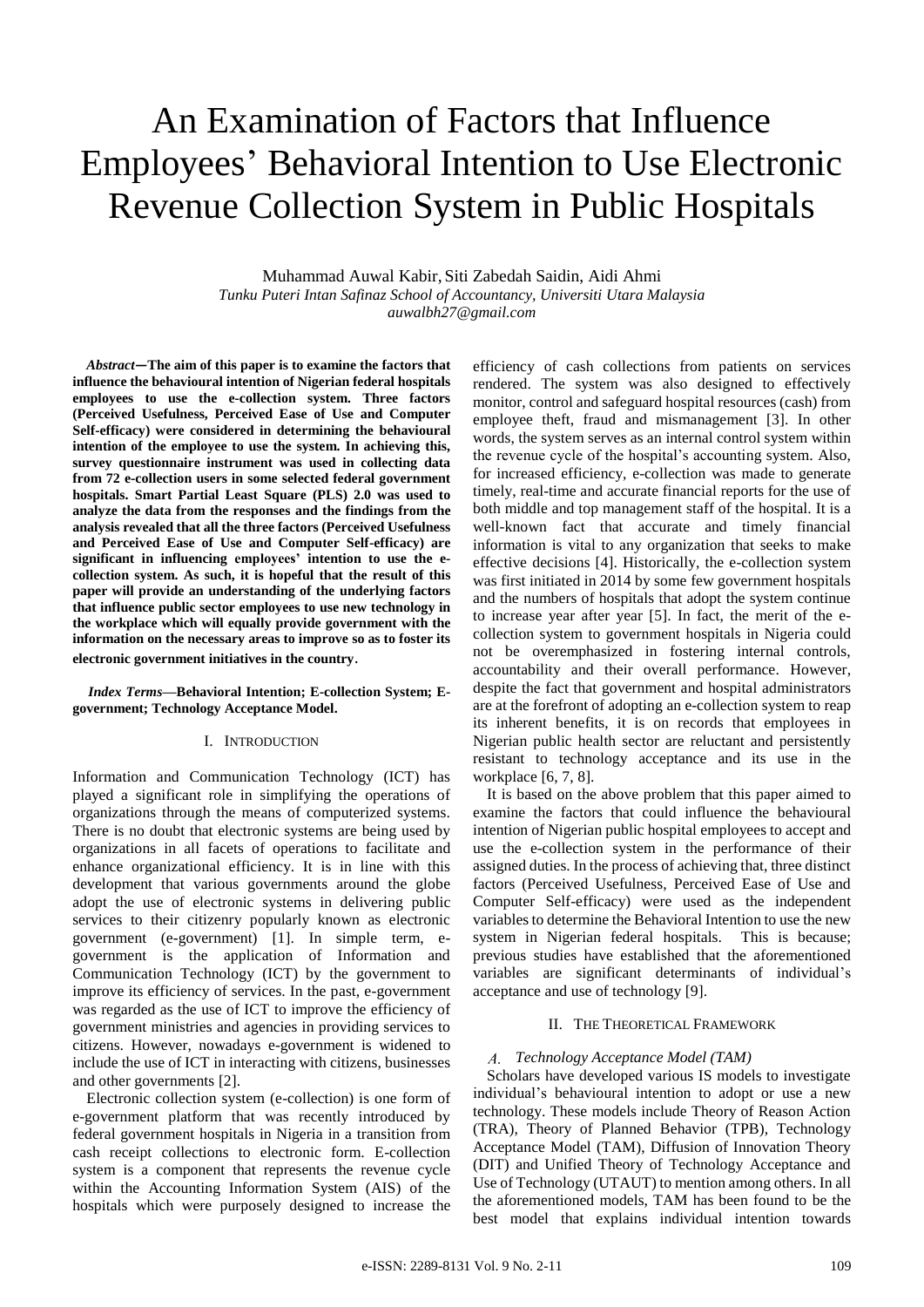# An Examination of Factors that Influence Employees' Behavioral Intention to Use Electronic Revenue Collection System in Public Hospitals

Muhammad Auwal Kabir, Siti Zabedah Saidin, Aidi Ahmi

*Tunku Puteri Intan Safinaz School of Accountancy, Universiti Utara Malaysia*

*auwalbh27@gmail.com*

***Abstract*—The aim of this paper is to examine the factors that influence the behavioural intention of Nigerian federal hospitals employees to use the e-collection system. Three factors (Perceived Usefulness, Perceived Ease of Use and Computer Self-efficacy) were considered in determining the behavioural intention of the employee to use the system. In achieving this, survey questionnaire instrument was used in collecting data from 72 e-collection users in some selected federal government hospitals. Smart Partial Least Square (PLS) 2.0 was used to analyze the data from the responses and the findings from the analysis revealed that all the three factors (Perceived Usefulness and Perceived Ease of Use and Computer Self-efficacy) are significant in influencing employees' intention to use the e-collection system. As such, it is hopeful that the result of this paper will provide an understanding of the underlying factors that influence public sector employees to use new technology in the workplace which will equally provide government with the information on the necessary areas to improve so as to foster its electronic government initiatives in the country.**

***Index Terms*—Behavioral Intention; E-collection System; E-government; Technology Acceptance Model.**

## I. Introduction

Information and Communication Technology (ICT) has played a significant role in simplifying the operations of organizations through the means of computerized systems. There is no doubt that electronic systems are being used by organizations in all facets of operations to facilitate and enhance organizational efficiency. It is in line with this development that various governments around the globe adopt the use of electronic systems in delivering public services to their citizenry popularly known as electronic government (e-government) [1]. In simple term, e-government is the application of Information and Communication Technology (ICT) by the government to improve its efficiency of services. In the past, e-government was regarded as the use of ICT to improve the efficiency of government ministries and agencies in providing services to citizens. However, nowadays e-government is widened to include the use of ICT in interacting with citizens, businesses and other governments [2].

Electronic collection system (e-collection) is one form of e-government platform that was recently introduced by federal government hospitals in Nigeria in a transition from cash receipt collections to electronic form. E-collection system is a component that represents the revenue cycle within the Accounting Information System (AIS) of the hospitals which were purposely designed to increase the efficiency of cash collections from patients on services rendered. The system was also designed to effectively monitor, control and safeguard hospital resources (cash) from employee theft, fraud and mismanagement [3]. In other words, the system serves as an internal control system within the revenue cycle of the hospital's accounting system. Also, for increased efficiency, e-collection was made to generate timely, real-time and accurate financial reports for the use of both middle and top management staff of the hospital. It is a well-known fact that accurate and timely financial information is vital to any organization that seeks to make effective decisions [4]. Historically, the e-collection system was first initiated in 2014 by some few government hospitals and the numbers of hospitals that adopt the system continue to increase year after year [5]. In fact, the merit of the e-collection system to government hospitals in Nigeria could not be overemphasized in fostering internal controls, accountability and their overall performance. However, despite the fact that government and hospital administrators are at the forefront of adopting an e-collection system to reap its inherent benefits, it is on records that employees in Nigerian public health sector are reluctant and persistently resistant to technology acceptance and its use in the workplace [6, 7, 8].

It is based on the above problem that this paper aimed to examine the factors that could influence the behavioural intention of Nigerian public hospital employees to accept and use the e-collection system in the performance of their assigned duties. In the process of achieving that, three distinct factors (Perceived Usefulness, Perceived Ease of Use and Computer Self-efficacy) were used as the independent variables to determine the Behavioral Intention to use the new system in Nigerian federal hospitals. This is because; previous studies have established that the aforementioned variables are significant determinants of individual's acceptance and use of technology [9].

## II. The Theoretical Framework

### *A. Technology Acceptance Model (TAM)*

Scholars have developed various IS models to investigate individual's behavioural intention to adopt or use a new technology. These models include Theory of Reason Action (TRA), Theory of Planned Behavior (TPB), Technology Acceptance Model (TAM), Diffusion of Innovation Theory (DIT) and Unified Theory of Technology Acceptance and Use of Technology (UTAUT) to mention among others. In all the aforementioned models, TAM has been found to be the best model that explains individual intention towards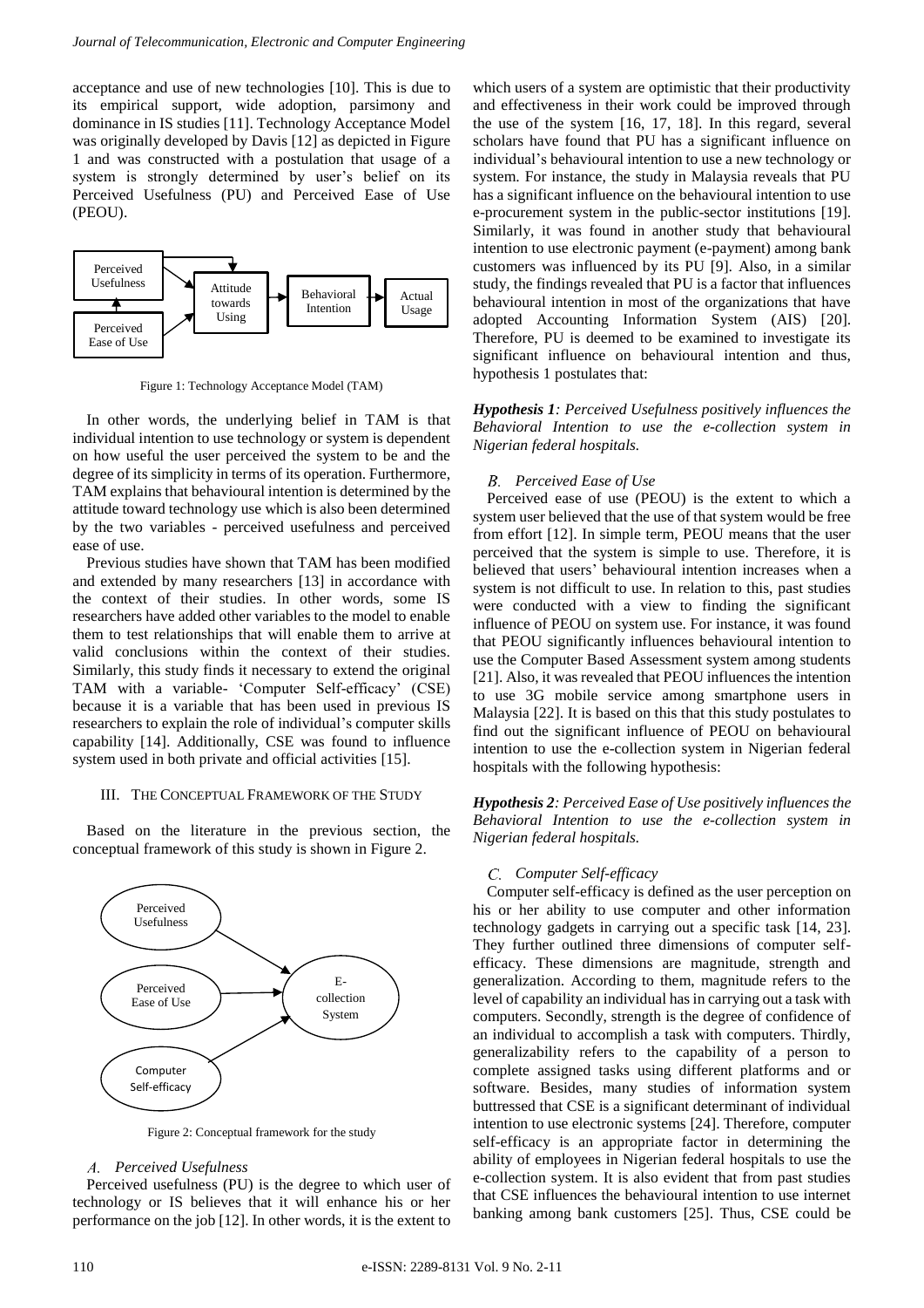acceptance and use of new technologies [10]. This is due to its empirical support, wide adoption, parsimony and dominance in IS studies [11]. Technology Acceptance Model was originally developed by Davis [12] as depicted in Figure 1 and was constructed with a postulation that usage of a system is strongly determined by user's belief on its Perceived Usefulness (PU) and Perceived Ease of Use (PEOU).

Figure 1: Technology Acceptance Model (TAM)

In other words, the underlying belief in TAM is that individual intention to use technology or system is dependent on how useful the user perceived the system to be and the degree of its simplicity in terms of its operation. Furthermore, TAM explains that behavioural intention is determined by the attitude toward technology use which is also been determined by the two variables - perceived usefulness and perceived ease of use.

Previous studies have shown that TAM has been modified and extended by many researchers [13] in accordance with the context of their studies. In other words, some IS researchers have added other variables to the model to enable them to test relationships that will enable them to arrive at valid conclusions within the context of their studies. Similarly, this study finds it necessary to extend the original TAM with a variable- 'Computer Self-efficacy' (CSE) because it is a variable that has been used in previous IS researchers to explain the role of individual's computer skills capability [14]. Additionally, CSE was found to influence system used in both private and official activities [15].

## III. The Conceptual Framework of the Study

Based on the literature in the previous section, the conceptual framework of this study is shown in Figure 2.

Figure 2: Conceptual framework for the study

### A. Perceived Usefulness

Perceived usefulness (PU) is the degree to which user of technology or IS believes that it will enhance his or her performance on the job [12]. In other words, it is the extent to which users of a system are optimistic that their productivity and effectiveness in their work could be improved through the use of the system [16, 17, 18]. In this regard, several scholars have found that PU has a significant influence on individual's behavioural intention to use a new technology or system. For instance, the study in Malaysia reveals that PU has a significant influence on the behavioural intention to use e-procurement system in the public-sector institutions [19]. Similarly, it was found in another study that behavioural intention to use electronic payment (e-payment) among bank customers was influenced by its PU [9]. Also, in a similar study, the findings revealed that PU is a factor that influences behavioural intention in most of the organizations that have adopted Accounting Information System (AIS) [20]. Therefore, PU is deemed to be examined to investigate its significant influence on behavioural intention and thus, hypothesis 1 postulates that:

***Hypothesis 1**: Perceived Usefulness positively influences the Behavioral Intention to use the e-collection system in Nigerian federal hospitals.*

### B. Perceived Ease of Use

Perceived ease of use (PEOU) is the extent to which a system user believed that the use of that system would be free from effort [12]. In simple term, PEOU means that the user perceived that the system is simple to use. Therefore, it is believed that users' behavioural intention increases when a system is not difficult to use. In relation to this, past studies were conducted with a view to finding the significant influence of PEOU on system use. For instance, it was found that PEOU significantly influences behavioural intention to use the Computer Based Assessment system among students [21]. Also, it was revealed that PEOU influences the intention to use 3G mobile service among smartphone users in Malaysia [22]. It is based on this that this study postulates to find out the significant influence of PEOU on behavioural intention to use the e-collection system in Nigerian federal hospitals with the following hypothesis:

***Hypothesis 2**: Perceived Ease of Use positively influences the Behavioral Intention to use the e-collection system in Nigerian federal hospitals.*

### C. Computer Self-efficacy

Computer self-efficacy is defined as the user perception on his or her ability to use computer and other information technology gadgets in carrying out a specific task [14, 23]. They further outlined three dimensions of computer self-efficacy. These dimensions are magnitude, strength and generalization. According to them, magnitude refers to the level of capability an individual has in carrying out a task with computers. Secondly, strength is the degree of confidence of an individual to accomplish a task with computers. Thirdly, generalizability refers to the capability of a person to complete assigned tasks using different platforms and or software. Besides, many studies of information system buttressed that CSE is a significant determinant of individual intention to use electronic systems [24]. Therefore, computer self-efficacy is an appropriate factor in determining the ability of employees in Nigerian federal hospitals to use the e-collection system. It is also evident that from past studies that CSE influences the behavioural intention to use internet banking among bank customers [25]. Thus, CSE could be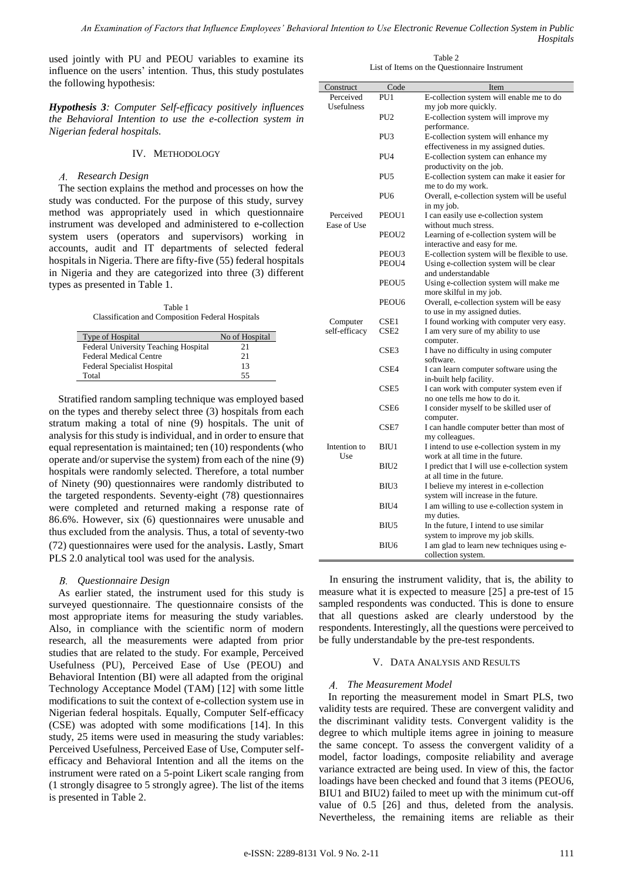used jointly with PU and PEOU variables to examine its influence on the users' intention. Thus, this study postulates the following hypothesis:

***Hypothesis 3**: Computer Self-efficacy positively influences the Behavioral Intention to use the e-collection system in Nigerian federal hospitals.*

## IV. METHODOLOGY

### A. Research Design

The section explains the method and processes on how the study was conducted. For the purpose of this study, survey method was appropriately used in which questionnaire instrument was developed and administered to e-collection system users (operators and supervisors) working in accounts, audit and IT departments of selected federal hospitals in Nigeria. There are fifty-five (55) federal hospitals in Nigeria and they are categorized into three (3) different types as presented in Table 1.

Table 1
Classification and Composition Federal Hospitals

| Type of Hospital | No of Hospital |
|---|---|
| Federal University Teaching Hospital | 21 |
| Federal Medical Centre | 21 |
| Federal Specialist Hospital | 13 |
| Total | 55 |

Stratified random sampling technique was employed based on the types and thereby select three (3) hospitals from each stratum making a total of nine (9) hospitals. The unit of analysis for this study is individual, and in order to ensure that equal representation is maintained; ten (10) respondents (who operate and/or supervise the system) from each of the nine (9) hospitals were randomly selected. Therefore, a total number of Ninety (90) questionnaires were randomly distributed to the targeted respondents. Seventy-eight (78) questionnaires were completed and returned making a response rate of 86.6%. However, six (6) questionnaires were unusable and thus excluded from the analysis. Thus, a total of seventy-two (72) questionnaires were used for the analysis. Lastly, Smart PLS 2.0 analytical tool was used for the analysis.

### B. Questionnaire Design

As earlier stated, the instrument used for this study is surveyed questionnaire. The questionnaire consists of the most appropriate items for measuring the study variables. Also, in compliance with the scientific norm of modern research, all the measurements were adapted from prior studies that are related to the study. For example, Perceived Usefulness (PU), Perceived Ease of Use (PEOU) and Behavioral Intention (BI) were all adapted from the original Technology Acceptance Model (TAM) [12] with some little modifications to suit the context of e-collection system use in Nigerian federal hospitals. Equally, Computer Self-efficacy (CSE) was adopted with some modifications [14]. In this study, 25 items were used in measuring the study variables: Perceived Usefulness, Perceived Ease of Use, Computer self-efficacy and Behavioral Intention and all the items on the instrument were rated on a 5-point Likert scale ranging from (1 strongly disagree to 5 strongly agree). The list of the items is presented in Table 2.

Table 2
List of Items on the Questionnaire Instrument

| Construct | Code | Item |
|---|---|---|
| Perceived Usefulness | PU1 | E-collection system will enable me to do my job more quickly. |
| | PU2 | E-collection system will improve my performance. |
| | PU3 | E-collection system will enhance my effectiveness in my assigned duties. |
| | PU4 | E-collection system can enhance my productivity on the job. |
| | PU5 | E-collection system can make it easier for me to do my work. |
| | PU6 | Overall, e-collection system will be useful in my job. |
| Perceived Ease of Use | PEOU1 | I can easily use e-collection system without much stress. |
| | PEOU2 | Learning of e-collection system will be interactive and easy for me. |
| | PEOU3 | E-collection system will be flexible to use. |
| | PEOU4 | Using e-collection system will be clear and understandable |
| | PEOU5 | Using e-collection system will make me more skilful in my job. |
| | PEOU6 | Overall, e-collection system will be easy to use in my assigned duties. |
| Computer self-efficacy | CSE1 | I found working with computer very easy. |
| | CSE2 | I am very sure of my ability to use computer. |
| | CSE3 | I have no difficulty in using computer software. |
| | CSE4 | I can learn computer software using the in-built help facility. |
| | CSE5 | I can work with computer system even if no one tells me how to do it. |
| | CSE6 | I consider myself to be skilled user of computer. |
| | CSE7 | I can handle computer better than most of my colleagues. |
| Intention to Use | BIU1 | I intend to use e-collection system in my work at all time in the future. |
| | BIU2 | I predict that I will use e-collection system at all time in the future. |
| | BIU3 | I believe my interest in e-collection system will increase in the future. |
| | BIU4 | I am willing to use e-collection system in my duties. |
| | BIU5 | In the future, I intend to use similar system to improve my job skills. |
| | BIU6 | I am glad to learn new techniques using e-collection system. |

In ensuring the instrument validity, that is, the ability to measure what it is expected to measure [25] a pre-test of 15 sampled respondents was conducted. This is done to ensure that all questions asked are clearly understood by the respondents. Interestingly, all the questions were perceived to be fully understandable by the pre-test respondents.

## V. DATA ANALYSIS AND RESULTS

### A. The Measurement Model

In reporting the measurement model in Smart PLS, two validity tests are required. These are convergent validity and the discriminant validity tests. Convergent validity is the degree to which multiple items agree in joining to measure the same concept. To assess the convergent validity of a model, factor loadings, composite reliability and average variance extracted are being used. In view of this, the factor loadings have been checked and found that 3 items (PEOU6, BIU1 and BIU2) failed to meet up with the minimum cut-off value of 0.5 [26] and thus, deleted from the analysis. Nevertheless, the remaining items are reliable as their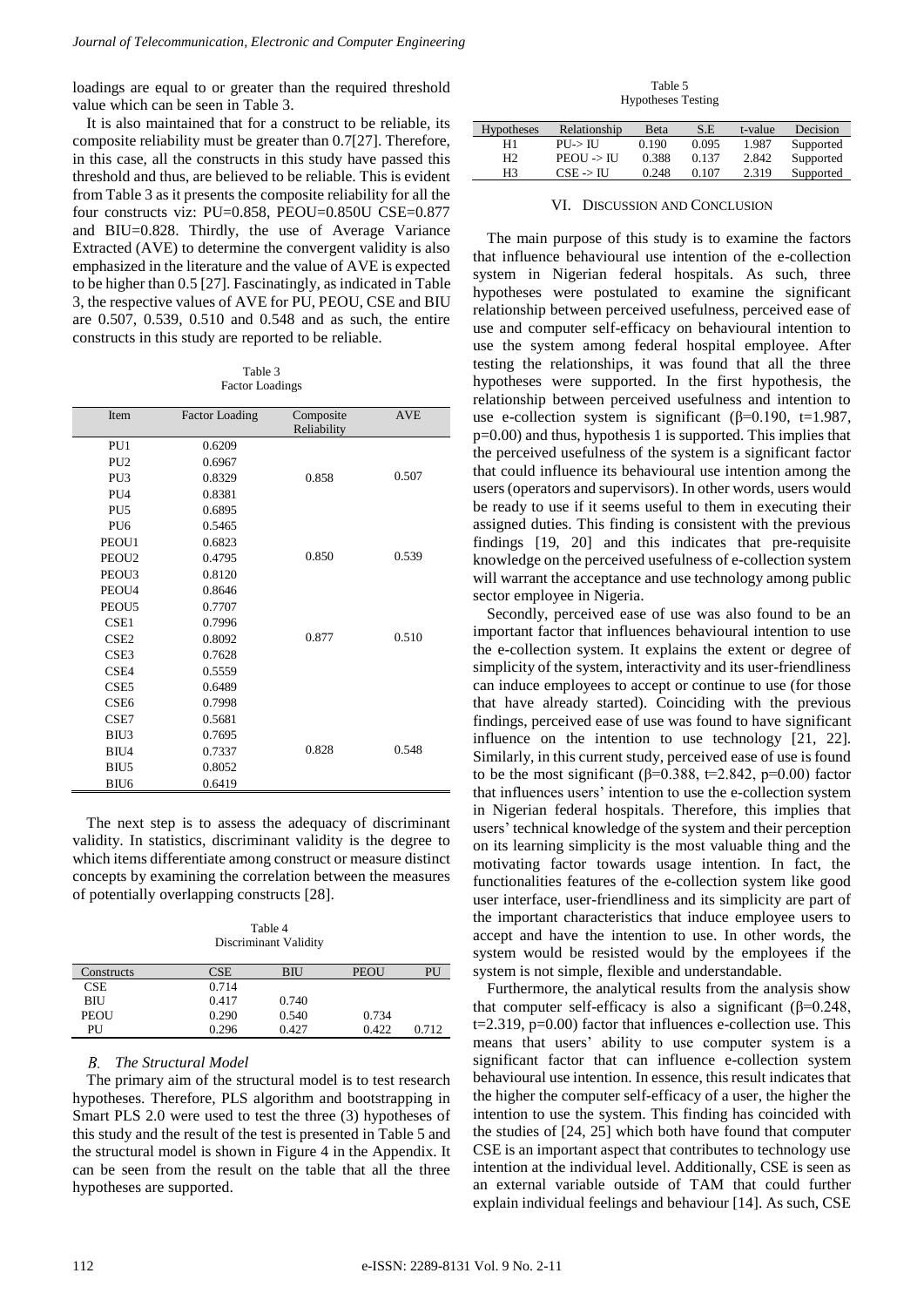loadings are equal to or greater than the required threshold value which can be seen in Table 3.

It is also maintained that for a construct to be reliable, its composite reliability must be greater than 0.7[27]. Therefore, in this case, all the constructs in this study have passed this threshold and thus, are believed to be reliable. This is evident from Table 3 as it presents the composite reliability for all the four constructs viz: PU=0.858, PEOU=0.850U CSE=0.877 and BIU=0.828. Thirdly, the use of Average Variance Extracted (AVE) to determine the convergent validity is also emphasized in the literature and the value of AVE is expected to be higher than 0.5 [27]. Fascinatingly, as indicated in Table 3, the respective values of AVE for PU, PEOU, CSE and BIU are 0.507, 0.539, 0.510 and 0.548 and as such, the entire constructs in this study are reported to be reliable.

Table 3
Factor Loadings

| Item | Factor Loading | Composite Reliability | AVE |
|---|---|---|---|
| PU1 | 0.6209 | | |
| PU2 | 0.6967 | | |
| PU3 | 0.8329 | 0.858 | 0.507 |
| PU4 | 0.8381 | | |
| PU5 | 0.6895 | | |
| PU6 | 0.5465 | | |
| PEOU1 | 0.6823 | | |
| PEOU2 | 0.4795 | 0.850 | 0.539 |
| PEOU3 | 0.8120 | | |
| PEOU4 | 0.8646 | | |
| PEOU5 | 0.7707 | | |
| CSE1 | 0.7996 | | |
| CSE2 | 0.8092 | 0.877 | 0.510 |
| CSE3 | 0.7628 | | |
| CSE4 | 0.5559 | | |
| CSE5 | 0.6489 | | |
| CSE6 | 0.7998 | | |
| CSE7 | 0.5681 | | |
| BIU3 | 0.7695 | | |
| BIU4 | 0.7337 | 0.828 | 0.548 |
| BIU5 | 0.8052 | | |
| BIU6 | 0.6419 | | |

The next step is to assess the adequacy of discriminant validity. In statistics, discriminant validity is the degree to which items differentiate among construct or measure distinct concepts by examining the correlation between the measures of potentially overlapping constructs [28].

Table 4
Discriminant Validity

| Constructs | CSE | BIU | PEOU | PU |
|---|---|---|---|---|
| CSE | 0.714 | | | |
| BIU | 0.417 | 0.740 | | |
| PEOU | 0.290 | 0.540 | 0.734 | |
| PU | 0.296 | 0.427 | 0.422 | 0.712 |

### *B. The Structural Model*

The primary aim of the structural model is to test research hypotheses. Therefore, PLS algorithm and bootstrapping in Smart PLS 2.0 were used to test the three (3) hypotheses of this study and the result of the test is presented in Table 5 and the structural model is shown in Figure 4 in the Appendix. It can be seen from the result on the table that all the three hypotheses are supported.

Table 5
Hypotheses Testing

| Hypotheses | Relationship | Beta | S.E | t-value | Decision |
|---|---|---|---|---|---|
| H1 | PU-> IU | 0.190 | 0.095 | 1.987 | Supported |
| H2 | PEOU -> IU | 0.388 | 0.137 | 2.842 | Supported |
| H3 | CSE -> IU | 0.248 | 0.107 | 2.319 | Supported |

## VI. Discussion and Conclusion

The main purpose of this study is to examine the factors that influence behavioural use intention of the e-collection system in Nigerian federal hospitals. As such, three hypotheses were postulated to examine the significant relationship between perceived usefulness, perceived ease of use and computer self-efficacy on behavioural intention to use the system among federal hospital employee. After testing the relationships, it was found that all the three hypotheses were supported. In the first hypothesis, the relationship between perceived usefulness and intention to use e-collection system is significant ($\beta$=0.190, t=1.987, p=0.00) and thus, hypothesis 1 is supported. This implies that the perceived usefulness of the system is a significant factor that could influence its behavioural use intention among the users (operators and supervisors). In other words, users would be ready to use if it seems useful to them in executing their assigned duties. This finding is consistent with the previous findings [19, 20] and this indicates that pre-requisite knowledge on the perceived usefulness of e-collection system will warrant the acceptance and use technology among public sector employee in Nigeria.

Secondly, perceived ease of use was also found to be an important factor that influences behavioural intention to use the e-collection system. It explains the extent or degree of simplicity of the system, interactivity and its user-friendliness can induce employees to accept or continue to use (for those that have already started). Coinciding with the previous findings, perceived ease of use was found to have significant influence on the intention to use technology [21, 22]. Similarly, in this current study, perceived ease of use is found to be the most significant ($\beta$=0.388, t=2.842, p=0.00) factor that influences users' intention to use the e-collection system in Nigerian federal hospitals. Therefore, this implies that users' technical knowledge of the system and their perception on its learning simplicity is the most valuable thing and the motivating factor towards usage intention. In fact, the functionalities features of the e-collection system like good user interface, user-friendliness and its simplicity are part of the important characteristics that induce employee users to accept and have the intention to use. In other words, the system would be resisted would by the employees if the system is not simple, flexible and understandable.

Furthermore, the analytical results from the analysis show that computer self-efficacy is also a significant ($\beta$=0.248, t=2.319, p=0.00) factor that influences e-collection use. This means that users' ability to use computer system is a significant factor that can influence e-collection system behavioural use intention. In essence, this result indicates that the higher the computer self-efficacy of a user, the higher the intention to use the system. This finding has coincided with the studies of [24, 25] which both have found that computer CSE is an important aspect that contributes to technology use intention at the individual level. Additionally, CSE is seen as an external variable outside of TAM that could further explain individual feelings and behaviour [14]. As such, CSE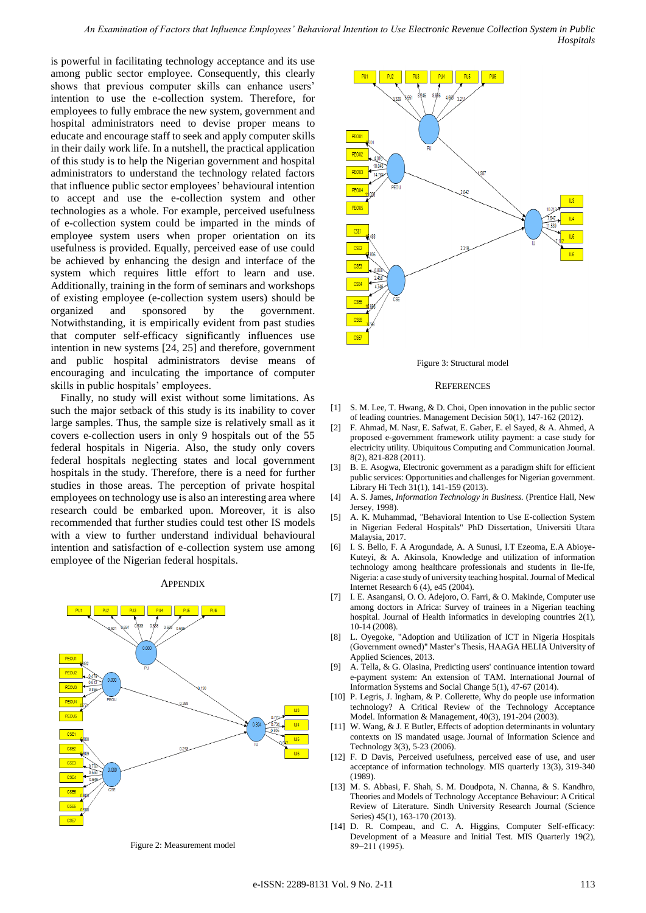is powerful in facilitating technology acceptance and its use among public sector employee. Consequently, this clearly shows that previous computer skills can enhance users' intention to use the e-collection system. Therefore, for employees to fully embrace the new system, government and hospital administrators need to devise proper means to educate and encourage staff to seek and apply computer skills in their daily work life. In a nutshell, the practical application of this study is to help the Nigerian government and hospital administrators to understand the technology related factors that influence public sector employees' behavioural intention to accept and use the e-collection system and other technologies as a whole. For example, perceived usefulness of e-collection system could be imparted in the minds of employee system users when proper orientation on its usefulness is provided. Equally, perceived ease of use could be achieved by enhancing the design and interface of the system which requires little effort to learn and use. Additionally, training in the form of seminars and workshops of existing employee (e-collection system users) should be organized and sponsored by the government. Notwithstanding, it is empirically evident from past studies that computer self-efficacy significantly influences use intention in new systems [24, 25] and therefore, government and public hospital administrators devise means of encouraging and inculcating the importance of computer skills in public hospitals' employees.

Finally, no study will exist without some limitations. As such the major setback of this study is its inability to cover large samples. Thus, the sample size is relatively small as it covers e-collection users in only 9 hospitals out of the 55 federal hospitals in Nigeria. Also, the study only covers federal hospitals neglecting states and local government hospitals in the study. Therefore, there is a need for further studies in those areas. The perception of private hospital employees on technology use is also an interesting area where research could be embarked upon. Moreover, it is also recommended that further studies could test other IS models with a view to further understand individual behavioural intention and satisfaction of e-collection system use among employee of the Nigerian federal hospitals.

## APPENDIX

Figure 2: Measurement model

Figure 3: Structural model

## REFERENCES

[1] S. M. Lee, T. Hwang, & D. Choi, Open innovation in the public sector of leading countries. Management Decision 50(1), 147-162 (2012).

[2] F. Ahmad, M. Nasr, E. Safwat, E. Gaber, E. el Sayed, & A. Ahmed, A proposed e-government framework utility payment: a case study for electricity utility. Ubiquitous Computing and Communication Journal. 8(2), 821-828 (2011).

[3] B. E. Asogwa, Electronic government as a paradigm shift for efficient public services: Opportunities and challenges for Nigerian government. Library Hi Tech 31(1), 141-159 (2013).

[4] A. S. James, *Information Technology in Business.* (Prentice Hall, New Jersey, 1998).

[5] A. K. Muhammad, "Behavioral Intention to Use E-collection System in Nigerian Federal Hospitals" PhD Dissertation, Universiti Utara Malaysia, 2017.

[6] I. S. Bello, F. A Arogundade, A. A Sunusi, I.T Ezeoma, E.A Abioye-Kuteyi, & A. Akinsola, Knowledge and utilization of information technology among healthcare professionals and students in Ile-Ife, Nigeria: a case study of university teaching hospital. Journal of Medical Internet Research 6 (4), e45 (2004).

[7] I. E. Asangansi, O. O. Adejoro, O. Farri, & O. Makinde, Computer use among doctors in Africa: Survey of trainees in a Nigerian teaching hospital. Journal of Health informatics in developing countries 2(1), 10-14 (2008).

[8] L. Oyegoke, "Adoption and Utilization of ICT in Nigeria Hospitals (Government owned)" Master's Thesis, HAAGA HELIA University of Applied Sciences, 2013.

[9] A. Tella, & G. Olasina, Predicting users' continuance intention toward e-payment system: An extension of TAM. International Journal of Information Systems and Social Change 5(1), 47-67 (2014).

[10] P. Legris, J. Ingham, & P. Collerette, Why do people use information technology? A Critical Review of the Technology Acceptance Model. Information & Management, 40(3), 191-204 (2003).

[11] W. Wang, & J. E Butler, Effects of adoption determinants in voluntary contexts on IS mandated usage. Journal of Information Science and Technology 3(3), 5-23 (2006).

[12] F. D Davis, Perceived usefulness, perceived ease of use, and user acceptance of information technology. MIS quarterly 13(3), 319-340 (1989).

[13] M. S. Abbasi, F. Shah, S. M. Doudpota, N. Channa, & S. Kandhro, Theories and Models of Technology Acceptance Behaviour: A Critical Review of Literature. Sindh University Research Journal (Science Series) 45(1), 163-170 (2013).

[14] D. R. Compeau, and C. A. Higgins, Computer Self-efficacy: Development of a Measure and Initial Test. MIS Quarterly 19(2), 89–211 (1995).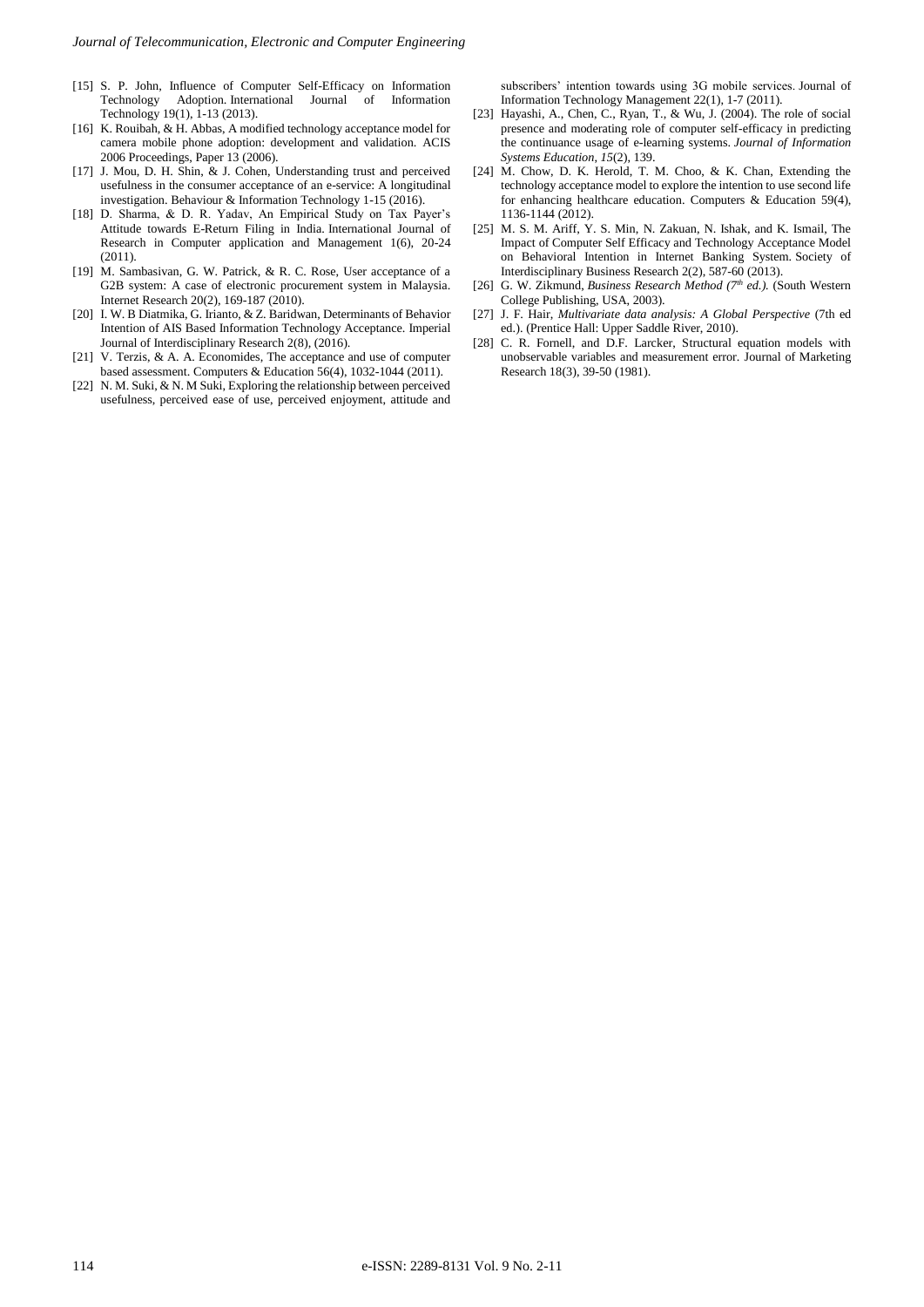[15] S. P. John, Influence of Computer Self-Efficacy on Information Technology Adoption. International Journal of Information Technology 19(1), 1-13 (2013).

[16] K. Rouibah, & H. Abbas, A modified technology acceptance model for camera mobile phone adoption: development and validation. ACIS 2006 Proceedings, Paper 13 (2006).

[17] J. Mou, D. H. Shin, & J. Cohen, Understanding trust and perceived usefulness in the consumer acceptance of an e-service: A longitudinal investigation. Behaviour & Information Technology 1-15 (2016).

[18] D. Sharma, & D. R. Yadav, An Empirical Study on Tax Payer's Attitude towards E-Return Filing in India. International Journal of Research in Computer application and Management 1(6), 20-24 (2011).

[19] M. Sambasivan, G. W. Patrick, & R. C. Rose, User acceptance of a G2B system: A case of electronic procurement system in Malaysia. Internet Research 20(2), 169-187 (2010).

[20] I. W. B Diatmika, G. Irianto, & Z. Baridwan, Determinants of Behavior Intention of AIS Based Information Technology Acceptance. Imperial Journal of Interdisciplinary Research 2(8), (2016).

[21] V. Terzis, & A. A. Economides, The acceptance and use of computer based assessment. Computers & Education 56(4), 1032-1044 (2011).

[22] N. M. Suki, & N. M Suki, Exploring the relationship between perceived usefulness, perceived ease of use, perceived enjoyment, attitude and subscribers' intention towards using 3G mobile services. Journal of Information Technology Management 22(1), 1-7 (2011).

[23] Hayashi, A., Chen, C., Ryan, T., & Wu, J. (2004). The role of social presence and moderating role of computer self-efficacy in predicting the continuance usage of e-learning systems. *Journal of Information Systems Education*, *15*(2), 139.

[24] M. Chow, D. K. Herold, T. M. Choo, & K. Chan, Extending the technology acceptance model to explore the intention to use second life for enhancing healthcare education. Computers & Education 59(4), 1136-1144 (2012).

[25] M. S. M. Ariff, Y. S. Min, N. Zakuan, N. Ishak, and K. Ismail, The Impact of Computer Self Efficacy and Technology Acceptance Model on Behavioral Intention in Internet Banking System. Society of Interdisciplinary Business Research 2(2), 587-60 (2013).

[26] G. W. Zikmund, *Business Research Method (7th ed.).* (South Western College Publishing, USA, 2003).

[27] J. F. Hair, *Multivariate data analysis: A Global Perspective* (7th ed ed.). (Prentice Hall: Upper Saddle River, 2010).

[28] C. R. Fornell, and D.F. Larcker, Structural equation models with unobservable variables and measurement error. Journal of Marketing Research 18(3), 39-50 (1981).